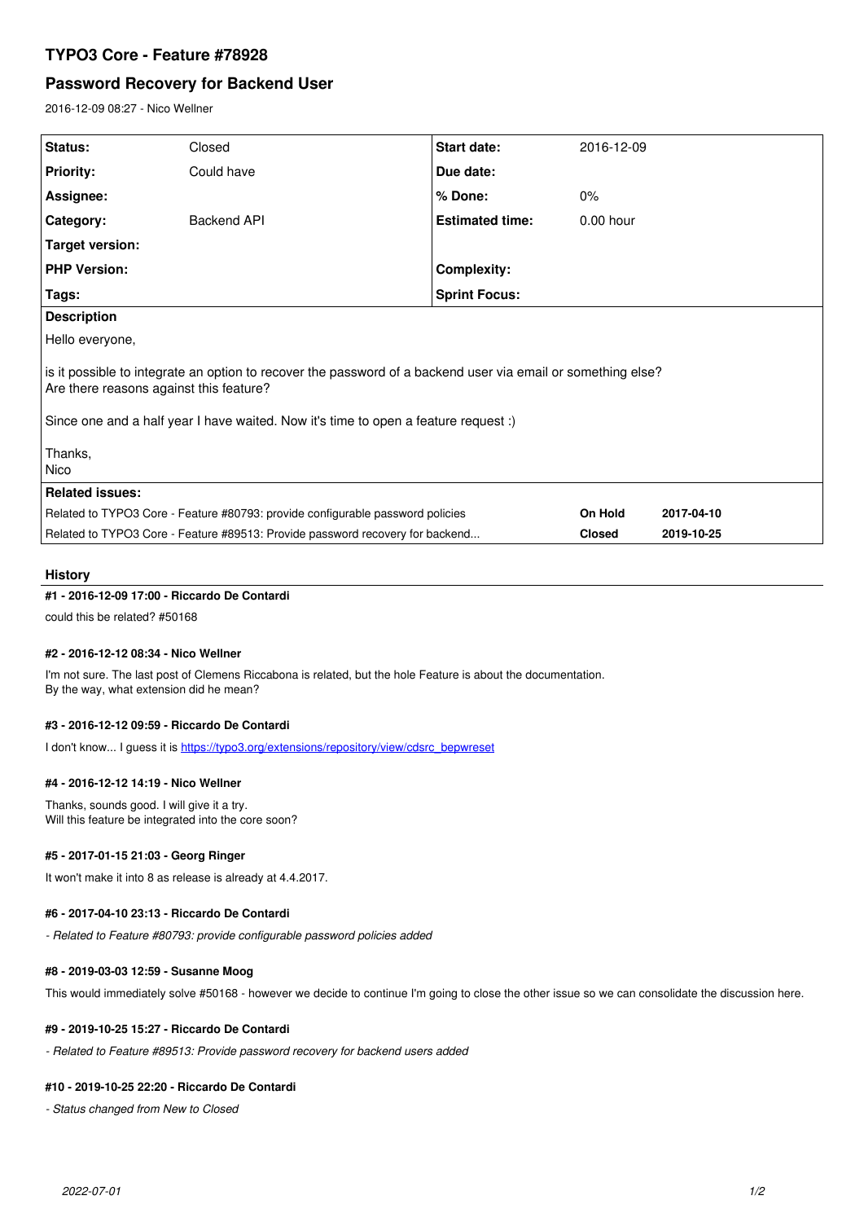# TYPO3 Core - Feature #78928

## Password Recovery for Backend User

2016-12-09 08:27 - Nico Wellner

| Status: | Closed | Start date: | 2016-12-09 |
|---|---|---|---|
| Priority: | Could have | Due date: | |
| Assignee: | | % Done: | 0% |
| Category: | Backend API | Estimated time: | 0.00 hour |
| Target version: | | | |
| PHP Version: | | Complexity: | |
| Tags: | | Sprint Focus: | |

**Description**

Hello everyone,

is it possible to integrate an option to recover the password of a backend user via email or something else?
Are there reasons against this feature?

Since one and a half year I have waited. Now it's time to open a feature request :)

Thanks,
Nico

**Related issues:**

| | | |
|---|---|---|
| Related to TYPO3 Core - Feature #80793: provide configurable password policies | On Hold | 2017-04-10 |
| Related to TYPO3 Core - Feature #89513: Provide password recovery for backend... | Closed | 2019-10-25 |

### History

#### #1 - 2016-12-09 17:00 - Riccardo De Contardi

could this be related? #50168

#### #2 - 2016-12-12 08:34 - Nico Wellner

I'm not sure. The last post of Clemens Riccabona is related, but the hole Feature is about the documentation.
By the way, what extension did he mean?

#### #3 - 2016-12-12 09:59 - Riccardo De Contardi

I don't know... I guess it is https://typo3.org/extensions/repository/view/cdsrc_bepwreset

#### #4 - 2016-12-12 14:19 - Nico Wellner

Thanks, sounds good. I will give it a try.
Will this feature be integrated into the core soon?

#### #5 - 2017-01-15 21:03 - Georg Ringer

It won't make it into 8 as release is already at 4.4.2017.

#### #6 - 2017-04-10 23:13 - Riccardo De Contardi

*- Related to Feature #80793: provide configurable password policies added*

#### #8 - 2019-03-03 12:59 - Susanne Moog

This would immediately solve #50168 - however we decide to continue I'm going to close the other issue so we can consolidate the discussion here.

#### #9 - 2019-10-25 15:27 - Riccardo De Contardi

*- Related to Feature #89513: Provide password recovery for backend users added*

#### #10 - 2019-10-25 22:20 - Riccardo De Contardi

*- Status changed from New to Closed*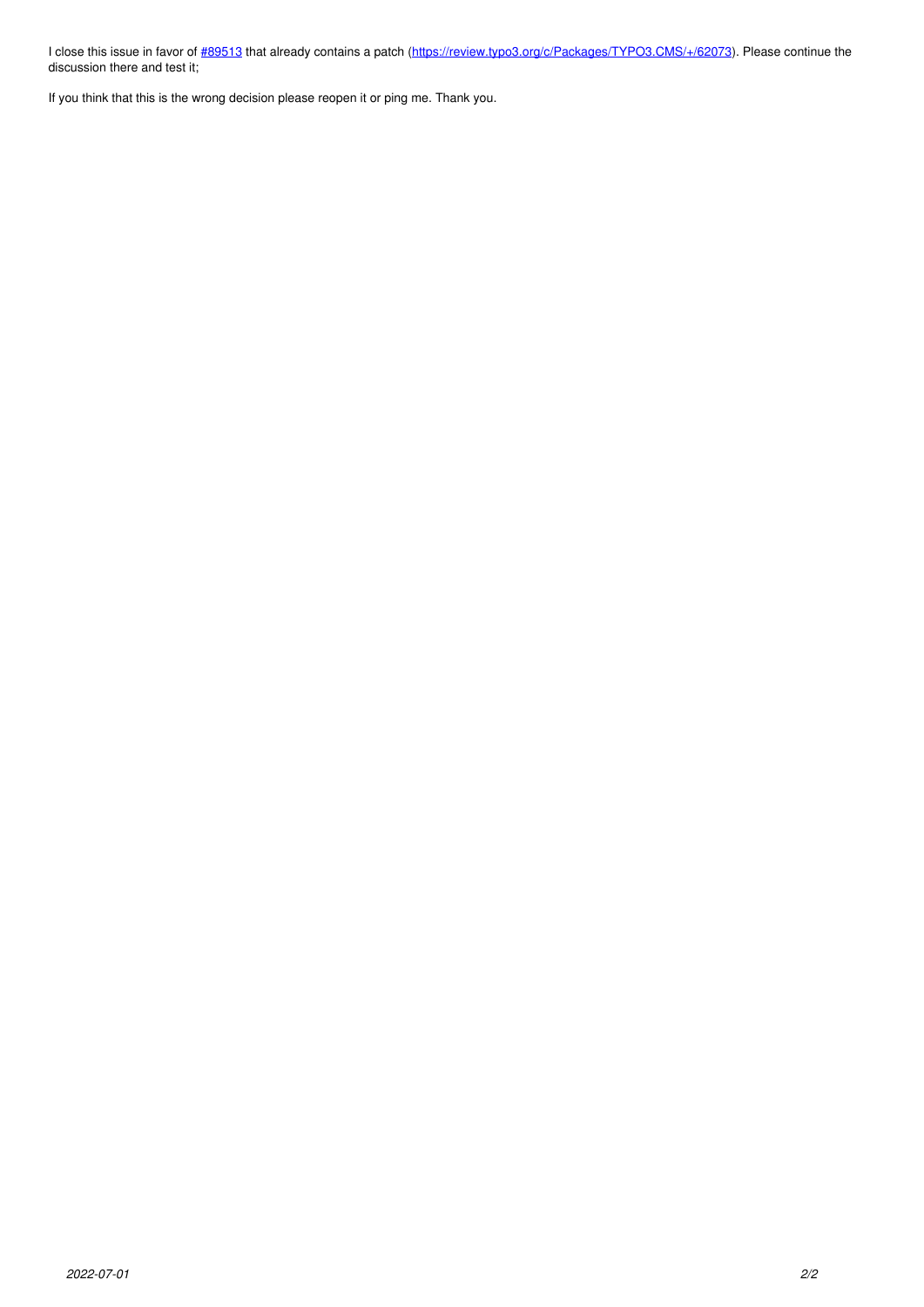I close this issue in favor of #89513 that already contains a patch (https://review.typo3.org/c/Packages/TYPO3.CMS/+/62073). Please continue the discussion there and test it;

If you think that this is the wrong decision please reopen it or ping me. Thank you.